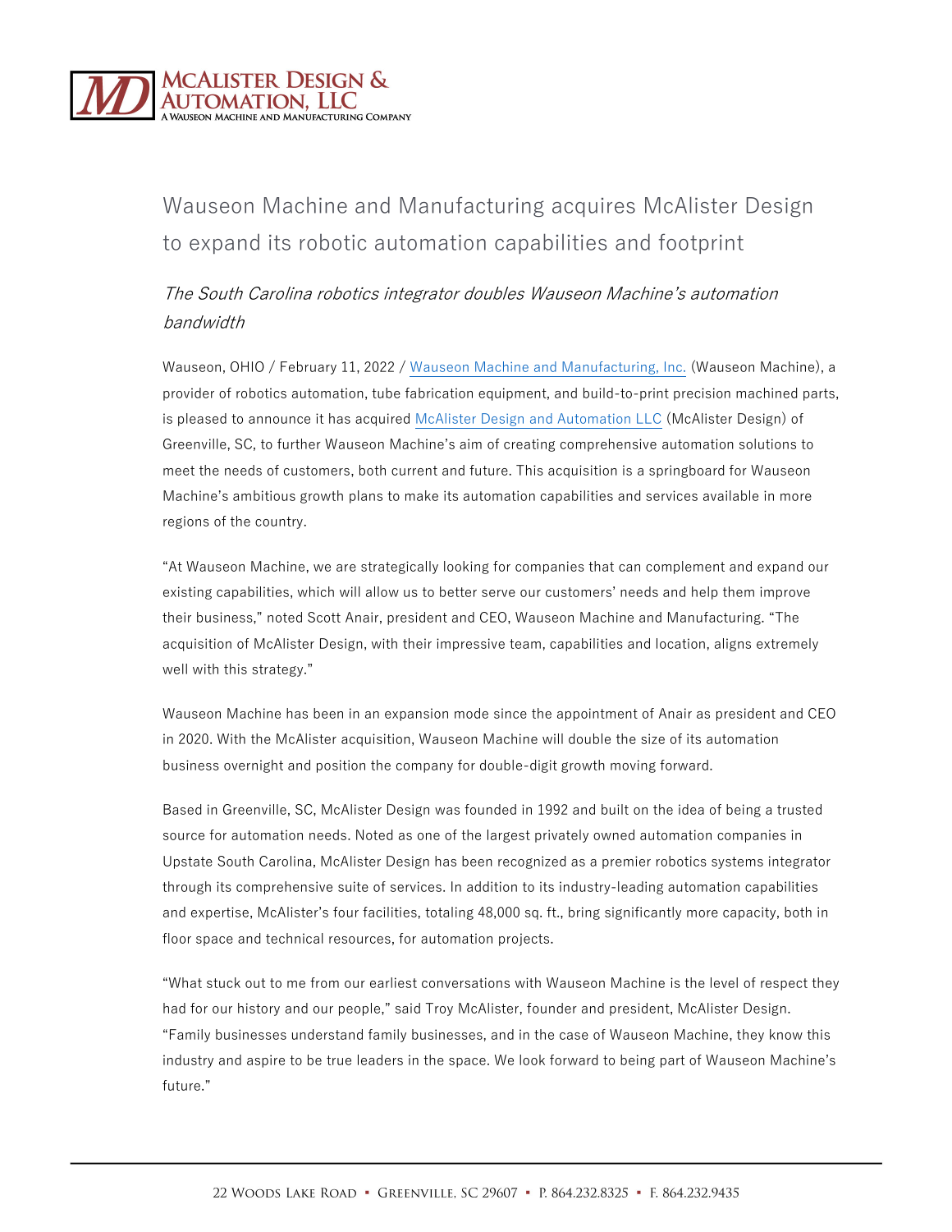# Wauseon Machine and Manufacturing acquires McAlister Design to expand its robotic automation capabilities and footprint

*The South Carolina robotics integrator doubles Wauseon Machine's automation bandwidth*

Wauseon, OHIO / February 11, 2022 / [Wauseon Machine and Manufacturing, Inc.](#) (Wauseon Machine), a provider of robotics automation, tube fabrication equipment, and build-to-print precision machined parts, is pleased to announce it has acquired [McAlister Design and Automation LLC](#) (McAlister Design) of Greenville, SC, to further Wauseon Machine's aim of creating comprehensive automation solutions to meet the needs of customers, both current and future. This acquisition is a springboard for Wauseon Machine's ambitious growth plans to make its automation capabilities and services available in more regions of the country.

"At Wauseon Machine, we are strategically looking for companies that can complement and expand our existing capabilities, which will allow us to better serve our customers' needs and help them improve their business," noted Scott Anair, president and CEO, Wauseon Machine and Manufacturing. "The acquisition of McAlister Design, with their impressive team, capabilities and location, aligns extremely well with this strategy."

Wauseon Machine has been in an expansion mode since the appointment of Anair as president and CEO in 2020. With the McAlister acquisition, Wauseon Machine will double the size of its automation business overnight and position the company for double-digit growth moving forward.

Based in Greenville, SC, McAlister Design was founded in 1992 and built on the idea of being a trusted source for automation needs. Noted as one of the largest privately owned automation companies in Upstate South Carolina, McAlister Design has been recognized as a premier robotics systems integrator through its comprehensive suite of services. In addition to its industry-leading automation capabilities and expertise, McAlister's four facilities, totaling 48,000 sq. ft., bring significantly more capacity, both in floor space and technical resources, for automation projects.

"What stuck out to me from our earliest conversations with Wauseon Machine is the level of respect they had for our history and our people," said Troy McAlister, founder and president, McAlister Design. "Family businesses understand family businesses, and in the case of Wauseon Machine, they know this industry and aspire to be true leaders in the space. We look forward to being part of Wauseon Machine's future."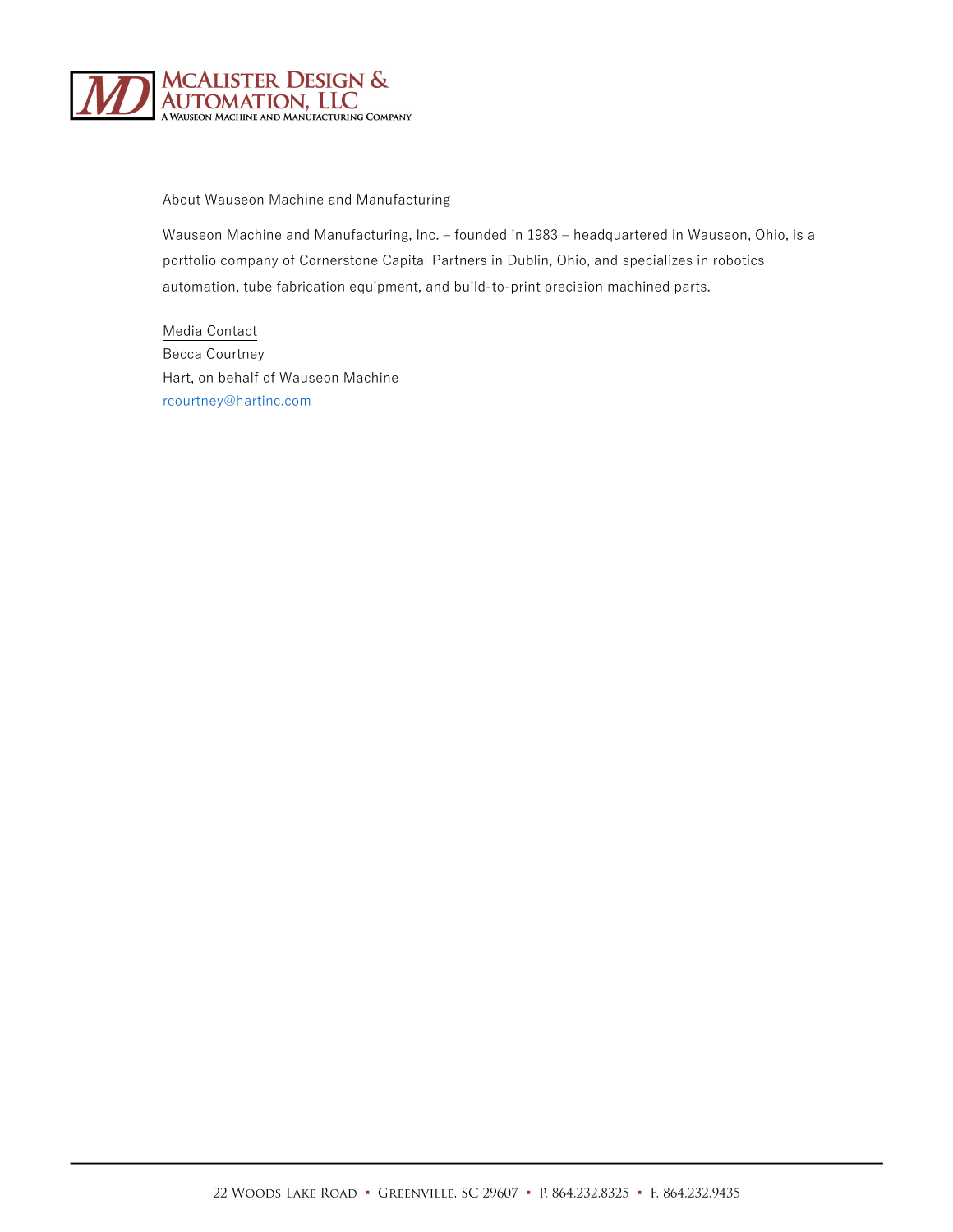About Wauseon Machine and Manufacturing

Wauseon Machine and Manufacturing, Inc. – founded in 1983 – headquartered in Wauseon, Ohio, is a portfolio company of Cornerstone Capital Partners in Dublin, Ohio, and specializes in robotics automation, tube fabrication equipment, and build-to-print precision machined parts.

Media Contact
Becca Courtney
Hart, on behalf of Wauseon Machine
rcourtney@hartinc.com